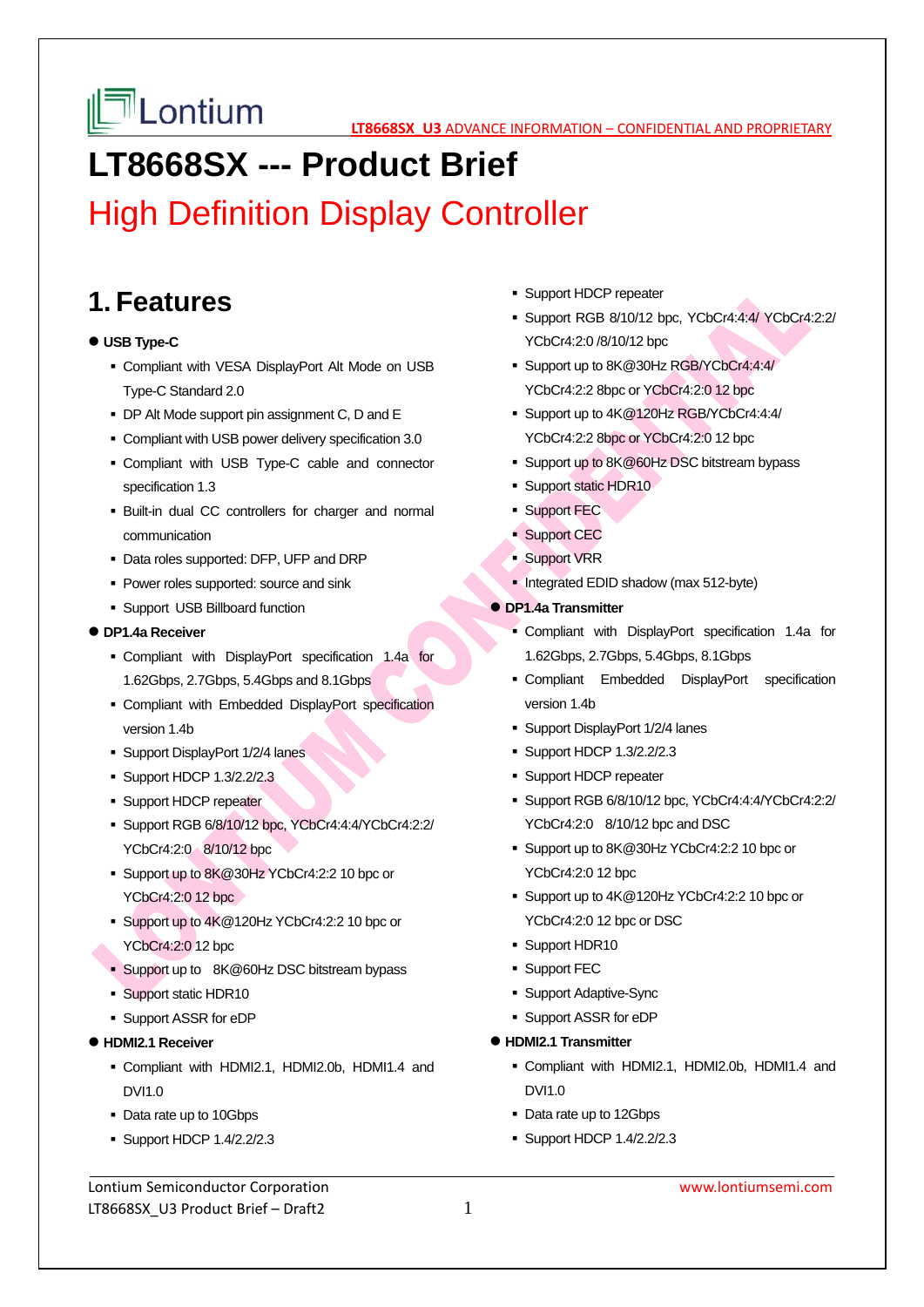# LT8668SX --- Product Brief

## High Definition Display Controller

## 1. Features

- **USB Type-C**
  - Compliant with VESA DisplayPort Alt Mode on USB Type-C Standard 2.0
  - DP Alt Mode support pin assignment C, D and E
  - Compliant with USB power delivery specification 3.0
  - Compliant with USB Type-C cable and connector specification 1.3
  - Built-in dual CC controllers for charger and normal communication
  - Data roles supported: DFP, UFP and DRP
  - Power roles supported: source and sink
  - Support USB Billboard function
- **DP1.4a Receiver**
  - Compliant with DisplayPort specification 1.4a for 1.62Gbps, 2.7Gbps, 5.4Gbps and 8.1Gbps
  - Compliant with Embedded DisplayPort specification version 1.4b
  - Support DisplayPort 1/2/4 lanes
  - Support HDCP 1.3/2.2/2.3
  - Support HDCP repeater
  - Support RGB 6/8/10/12 bpc, YCbCr4:4:4/YCbCr4:2:2/ YCbCr4:2:0 8/10/12 bpc
  - Support up to 8K@30Hz YCbCr4:2:2 10 bpc or YCbCr4:2:0 12 bpc
  - Support up to 4K@120Hz YCbCr4:2:2 10 bpc or YCbCr4:2:0 12 bpc
  - Support up to 8K@60Hz DSC bitstream bypass
  - Support static HDR10
  - Support ASSR for eDP
- **HDMI2.1 Receiver**
  - Compliant with HDMI2.1, HDMI2.0b, HDMI1.4 and DVI1.0
  - Data rate up to 10Gbps
  - Support HDCP 1.4/2.2/2.3
  - Support HDCP repeater
  - Support RGB 8/10/12 bpc, YCbCr4:4:4/ YCbCr4:2:2/ YCbCr4:2:0 /8/10/12 bpc
  - Support up to 8K@30Hz RGB/YCbCr4:4:4/ YCbCr4:2:2 8bpc or YCbCr4:2:0 12 bpc
  - Support up to 4K@120Hz RGB/YCbCr4:4:4/ YCbCr4:2:2 8bpc or YCbCr4:2:0 12 bpc
  - Support up to 8K@60Hz DSC bitstream bypass
  - Support static HDR10
  - Support FEC
  - Support CEC
  - Support VRR
  - Integrated EDID shadow (max 512-byte)
- **DP1.4a Transmitter**
  - Compliant with DisplayPort specification 1.4a for 1.62Gbps, 2.7Gbps, 5.4Gbps, 8.1Gbps
  - Compliant Embedded DisplayPort specification version 1.4b
  - Support DisplayPort 1/2/4 lanes
  - Support HDCP 1.3/2.2/2.3
  - Support HDCP repeater
  - Support RGB 6/8/10/12 bpc, YCbCr4:4:4/YCbCr4:2:2/ YCbCr4:2:0 8/10/12 bpc and DSC
  - Support up to 8K@30Hz YCbCr4:2:2 10 bpc or YCbCr4:2:0 12 bpc
  - Support up to 4K@120Hz YCbCr4:2:2 10 bpc or YCbCr4:2:0 12 bpc or DSC
  - Support HDR10
  - Support FEC
  - Support Adaptive-Sync
  - Support ASSR for eDP
- **HDMI2.1 Transmitter**
  - Compliant with HDMI2.1, HDMI2.0b, HDMI1.4 and DVI1.0
  - Data rate up to 12Gbps
  - Support HDCP 1.4/2.2/2.3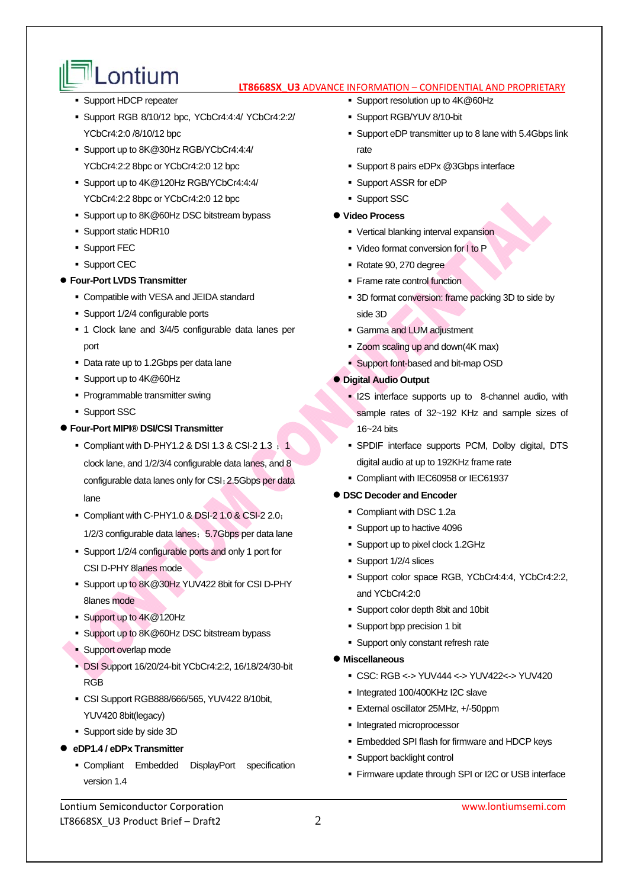- Support HDCP repeater
- Support RGB 8/10/12 bpc, YCbCr4:4:4/ YCbCr4:2:2/ YCbCr4:2:0 /8/10/12 bpc
- Support up to 8K@30Hz RGB/YCbCr4:4:4/ YCbCr4:2:2 8bpc or YCbCr4:2:0 12 bpc
- Support up to 4K@120Hz RGB/YCbCr4:4:4/ YCbCr4:2:2 8bpc or YCbCr4:2:0 12 bpc
- Support up to 8K@60Hz DSC bitstream bypass
- Support static HDR10
- Support FEC
- Support CEC

● **Four-Port LVDS Transmitter**

- Compatible with VESA and JEIDA standard
- Support 1/2/4 configurable ports
- 1 Clock lane and 3/4/5 configurable data lanes per port
- Data rate up to 1.2Gbps per data lane
- Support up to 4K@60Hz
- Programmable transmitter swing
- Support SSC

● **Four-Port MIPI® DSI/CSI Transmitter**

- Compliant with D-PHY1.2 & DSI 1.3 & CSI-2 1.3；1 clock lane, and 1/2/3/4 configurable data lanes, and 8 configurable data lanes only for CSI；2.5Gbps per data lane
- Compliant with C-PHY1.0 & DSI-2 1.0 & CSI-2 2.0；1/2/3 configurable data lanes；5.7Gbps per data lane
- Support 1/2/4 configurable ports and only 1 port for CSI D-PHY 8lanes mode
- Support up to 8K@30Hz YUV422 8bit for CSI D-PHY 8lanes mode
- Support up to 4K@120Hz
- Support up to 8K@60Hz DSC bitstream bypass
- Support overlap mode
- DSI Support 16/20/24-bit YCbCr4:2:2, 16/18/24/30-bit RGB
- CSI Support RGB888/666/565, YUV422 8/10bit, YUV420 8bit(legacy)
- Support side by side 3D

● **eDP1.4 / eDPx Transmitter**

- Compliant Embedded DisplayPort specification version 1.4
- Support resolution up to 4K@60Hz
- Support RGB/YUV 8/10-bit
- Support eDP transmitter up to 8 lane with 5.4Gbps link rate
- Support 8 pairs eDPx @3Gbps interface
- Support ASSR for eDP
- Support SSC

● **Video Process**

- Vertical blanking interval expansion
- Video format conversion for I to P
- Rotate 90, 270 degree
- Frame rate control function
- 3D format conversion: frame packing 3D to side by side 3D
- Gamma and LUM adjustment
- Zoom scaling up and down(4K max)
- Support font-based and bit-map OSD

● **Digital Audio Output**

- I2S interface supports up to 8-channel audio, with sample rates of 32~192 KHz and sample sizes of 16~24 bits
- SPDIF interface supports PCM, Dolby digital, DTS digital audio at up to 192KHz frame rate
- Compliant with IEC60958 or IEC61937

● **DSC Decoder and Encoder**

- Compliant with DSC 1.2a
- Support up to hactive 4096
- Support up to pixel clock 1.2GHz
- Support 1/2/4 slices
- Support color space RGB, YCbCr4:4:4, YCbCr4:2:2, and YCbCr4:2:0
- Support color depth 8bit and 10bit
- Support bpp precision 1 bit
- Support only constant refresh rate

● **Miscellaneous**

- CSC: RGB <-> YUV444 <-> YUV422<-> YUV420
- Integrated 100/400KHz I2C slave
- External oscillator 25MHz, +/-50ppm
- Integrated microprocessor
- Embedded SPI flash for firmware and HDCP keys
- Support backlight control
- Firmware update through SPI or I2C or USB interface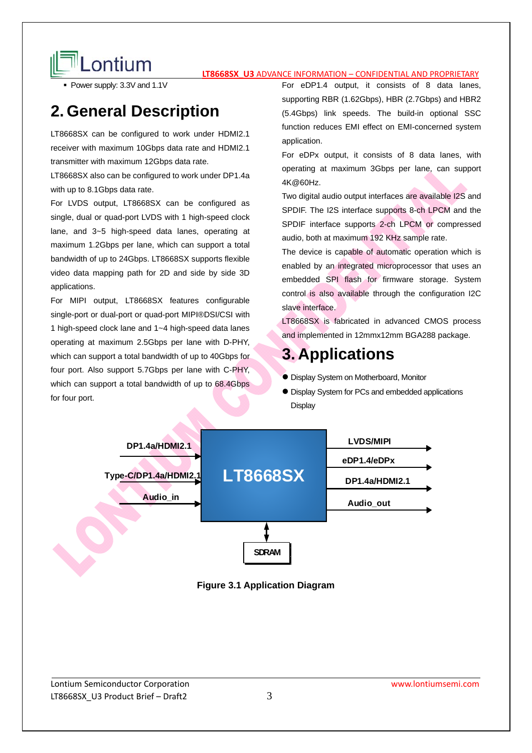- Power supply: 3.3V and 1.1V

# 2. General Description

LT8668SX can be configured to work under HDMI2.1 receiver with maximum 10Gbps data rate and HDMI2.1 transmitter with maximum 12Gbps data rate.

LT8668SX also can be configured to work under DP1.4a with up to 8.1Gbps data rate.

For LVDS output, LT8668SX can be configured as single, dual or quad-port LVDS with 1 high-speed clock lane, and 3~5 high-speed data lanes, operating at maximum 1.2Gbps per lane, which can support a total bandwidth of up to 24Gbps. LT8668SX supports flexible video data mapping path for 2D and side by side 3D applications.

For MIPI output, LT8668SX features configurable single-port or dual-port or quad-port MIPI®DSI/CSI with 1 high-speed clock lane and 1~4 high-speed data lanes operating at maximum 2.5Gbps per lane with D-PHY, which can support a total bandwidth of up to 40Gbps for four port. Also support 5.7Gbps per lane with C-PHY, which can support a total bandwidth of up to 68.4Gbps for four port.

For eDP1.4 output, it consists of 8 data lanes, supporting RBR (1.62Gbps), HBR (2.7Gbps) and HBR2 (5.4Gbps) link speeds. The build-in optional SSC function reduces EMI effect on EMI-concerned system application.

For eDPx output, it consists of 8 data lanes, with operating at maximum 3Gbps per lane, can support 4K@60Hz.

Two digital audio output interfaces are available I2S and SPDIF. The I2S interface supports 8-ch LPCM and the SPDIF interface supports 2-ch LPCM or compressed audio, both at maximum 192 KHz sample rate.

The device is capable of automatic operation which is enabled by an integrated microprocessor that uses an embedded SPI flash for firmware storage. System control is also available through the configuration I2C slave interface.

LT8668SX is fabricated in advanced CMOS process and implemented in 12mmx12mm BGA288 package.

# 3. Applications

- Display System on Motherboard, Monitor
- Display System for PCs and embedded applications Display

Figure 3.1 Application Diagram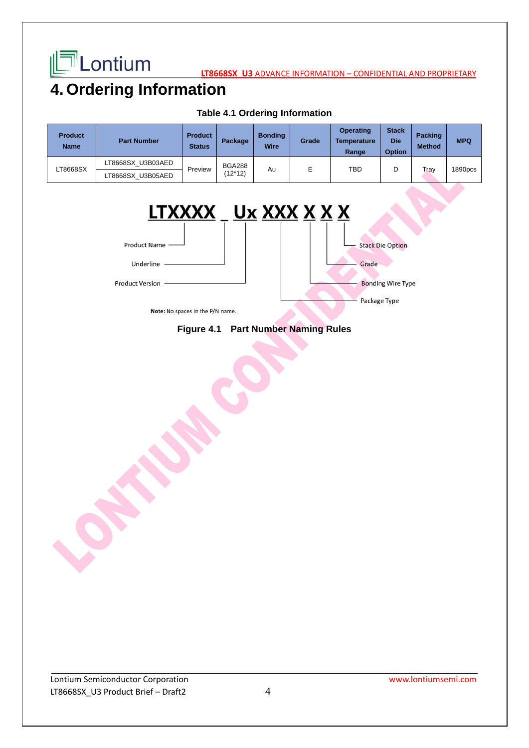# 4. Ordering Information

**Table 4.1 Ordering Information**

| Product Name | Part Number | Product Status | Package | Bonding Wire | Grade | Operating Temperature Range | Stack Die Option | Packing Method | MPQ |
|---|---|---|---|---|---|---|---|---|---|
| LT8668SX | LT8668SX_U3B03AED | Preview | BGA288 (12*12) | Au | E | TBD | D | Tray | 1890pcs |
| | LT8668SX_U3B05AED | | | | | | | | |

**LTXXXX _ Ux XXX X X X**

- Product Name
- Underline
- Product Version
- Package Type
- Bonding Wire Type
- Grade
- Stack Die Option

**Note:** No spaces in the P/N name.

**Figure 4.1 Part Number Naming Rules**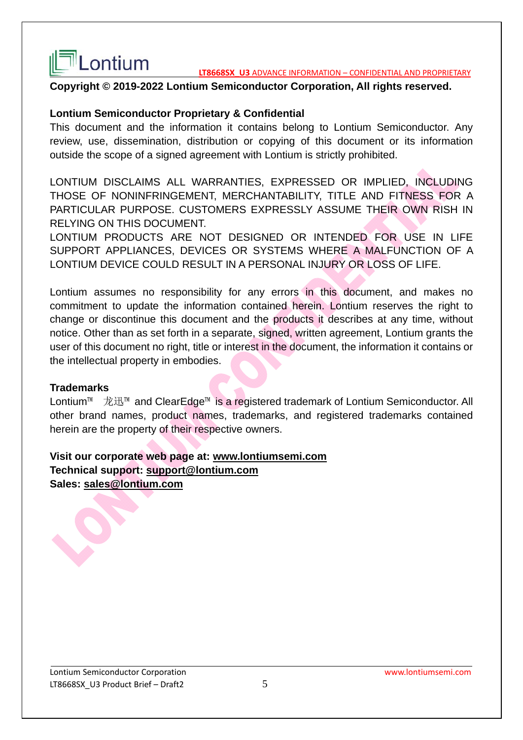**Copyright © 2019-2022 Lontium Semiconductor Corporation, All rights reserved.**

**Lontium Semiconductor Proprietary & Confidential**

This document and the information it contains belong to Lontium Semiconductor. Any review, use, dissemination, distribution or copying of this document or its information outside the scope of a signed agreement with Lontium is strictly prohibited.

LONTIUM DISCLAIMS ALL WARRANTIES, EXPRESSED OR IMPLIED, INCLUDING THOSE OF NONINFRINGEMENT, MERCHANTABILITY, TITLE AND FITNESS FOR A PARTICULAR PURPOSE. CUSTOMERS EXPRESSLY ASSUME THEIR OWN RISK IN RELYING ON THIS DOCUMENT.

LONTIUM PRODUCTS ARE NOT DESIGNED OR INTENDED FOR USE IN LIFE SUPPORT APPLIANCES, DEVICES OR SYSTEMS WHERE A MALFUNCTION OF A LONTIUM DEVICE COULD RESULT IN A PERSONAL INJURY OR LOSS OF LIFE.

Lontium assumes no responsibility for any errors in this document, and makes no commitment to update the information contained herein. Lontium reserves the right to change or discontinue this document and the products it describes at any time, without notice. Other than as set forth in a separate, signed, written agreement, Lontium grants the user of this document no right, title or interest in the document, the information it contains or the intellectual property in embodies.

**Trademarks**

Lontium™ 龙迅™ and ClearEdge™ is a registered trademark of Lontium Semiconductor. All other brand names, product names, trademarks, and registered trademarks contained herein are the property of their respective owners.

**Visit our corporate web page at: www.lontiumsemi.com**
**Technical support: support@lontium.com**
**Sales: sales@lontium.com**